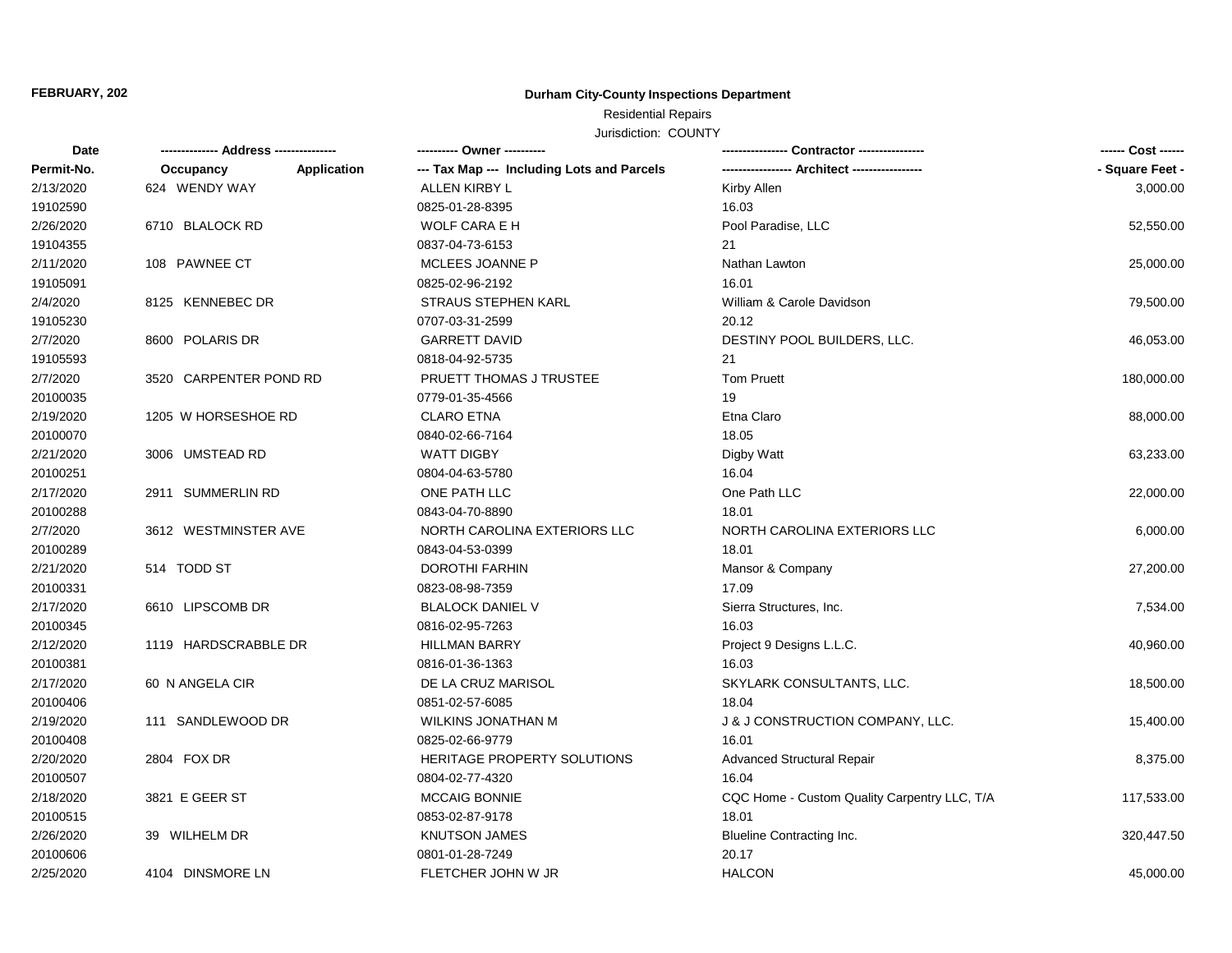FEBRUARY, 202

**Durham City-County Inspections Department**

Residential Repairs

Jurisdiction: COUNTY

| Date | ------------- Address -------------- | | ---------- Owner ---------- | ---------------- Contractor ---------------- | ------ Cost ------ |
|---|---|---|---|---|---|
| Permit-No. | Occupancy | Application | --- Tax Map --- Including Lots and Parcels | ----------------- Architect ----------------- | - Square Feet - |
| 2/13/2020 | 624 WENDY WAY | | ALLEN KIRBY L | Kirby Allen | 3,000.00 |
| 19102590 | | | 0825-01-28-8395 | 16.03 | |
| 2/26/2020 | 6710 BLALOCK RD | | WOLF CARA E H | Pool Paradise, LLC | 52,550.00 |
| 19104355 | | | 0837-04-73-6153 | 21 | |
| 2/11/2020 | 108 PAWNEE CT | | MCLEES JOANNE P | Nathan Lawton | 25,000.00 |
| 19105091 | | | 0825-02-96-2192 | 16.01 | |
| 2/4/2020 | 8125 KENNEBEC DR | | STRAUS STEPHEN KARL | William & Carole Davidson | 79,500.00 |
| 19105230 | | | 0707-03-31-2599 | 20.12 | |
| 2/7/2020 | 8600 POLARIS DR | | GARRETT DAVID | DESTINY POOL BUILDERS, LLC. | 46,053.00 |
| 19105593 | | | 0818-04-92-5735 | 21 | |
| 2/7/2020 | 3520 CARPENTER POND RD | | PRUETT THOMAS J TRUSTEE | Tom Pruett | 180,000.00 |
| 20100035 | | | 0779-01-35-4566 | 19 | |
| 2/19/2020 | 1205 W HORSESHOE RD | | CLARO ETNA | Etna Claro | 88,000.00 |
| 20100070 | | | 0840-02-66-7164 | 18.05 | |
| 2/21/2020 | 3006 UMSTEAD RD | | WATT DIGBY | Digby Watt | 63,233.00 |
| 20100251 | | | 0804-04-63-5780 | 16.04 | |
| 2/17/2020 | 2911 SUMMERLIN RD | | ONE PATH LLC | One Path LLC | 22,000.00 |
| 20100288 | | | 0843-04-70-8890 | 18.01 | |
| 2/7/2020 | 3612 WESTMINSTER AVE | | NORTH CAROLINA EXTERIORS LLC | NORTH CAROLINA EXTERIORS LLC | 6,000.00 |
| 20100289 | | | 0843-04-53-0399 | 18.01 | |
| 2/21/2020 | 514 TODD ST | | DOROTHI FARHIN | Mansor & Company | 27,200.00 |
| 20100331 | | | 0823-08-98-7359 | 17.09 | |
| 2/17/2020 | 6610 LIPSCOMB DR | | BLALOCK DANIEL V | Sierra Structures, Inc. | 7,534.00 |
| 20100345 | | | 0816-02-95-7263 | 16.03 | |
| 2/12/2020 | 1119 HARDSCRABBLE DR | | HILLMAN BARRY | Project 9 Designs L.L.C. | 40,960.00 |
| 20100381 | | | 0816-01-36-1363 | 16.03 | |
| 2/17/2020 | 60 N ANGELA CIR | | DE LA CRUZ MARISOL | SKYLARK CONSULTANTS, LLC. | 18,500.00 |
| 20100406 | | | 0851-02-57-6085 | 18.04 | |
| 2/19/2020 | 111 SANDLEWOOD DR | | WILKINS JONATHAN M | J & J CONSTRUCTION COMPANY, LLC. | 15,400.00 |
| 20100408 | | | 0825-02-66-9779 | 16.01 | |
| 2/20/2020 | 2804 FOX DR | | HERITAGE PROPERTY SOLUTIONS | Advanced Structural Repair | 8,375.00 |
| 20100507 | | | 0804-02-77-4320 | 16.04 | |
| 2/18/2020 | 3821 E GEER ST | | MCCAIG BONNIE | CQC Home - Custom Quality Carpentry LLC, T/A | 117,533.00 |
| 20100515 | | | 0853-02-87-9178 | 18.01 | |
| 2/26/2020 | 39 WILHELM DR | | KNUTSON JAMES | Blueline Contracting Inc. | 320,447.50 |
| 20100606 | | | 0801-01-28-7249 | 20.17 | |
| 2/25/2020 | 4104 DINSMORE LN | | FLETCHER JOHN W JR | HALCON | 45,000.00 |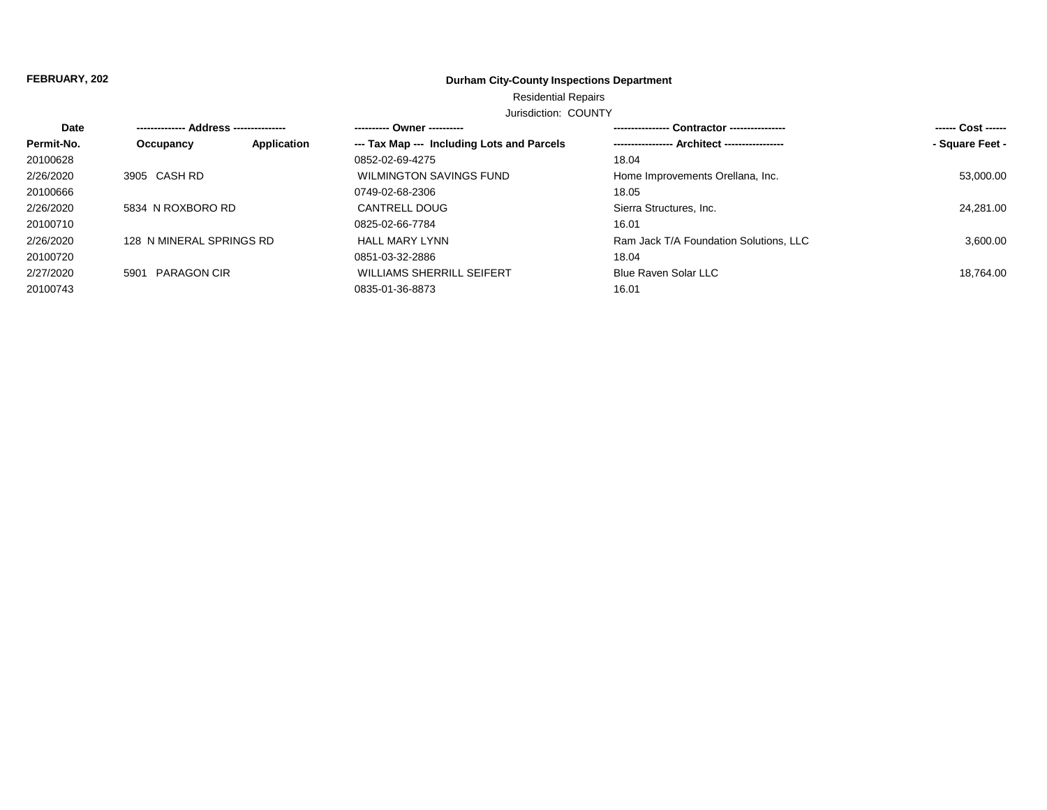**FEBRUARY, 202**

**Durham City-County Inspections Department**

Residential Repairs

Jurisdiction: COUNTY

| Date | -------------- Address --------------- | | ---------- Owner ---------- | ---------------- Contractor ---------------- | ------ Cost ------ |
|---|---|---|---|---|---|
| **Permit-No.** | **Occupancy** | **Application** | **--- Tax Map --- Including Lots and Parcels** | **----------------- Architect -----------------** | **- Square Feet -** |
| 20100628 | | | 0852-02-69-4275 | 18.04 | |
| 2/26/2020 | 3905 CASH RD | | WILMINGTON SAVINGS FUND | Home Improvements Orellana, Inc. | 53,000.00 |
| 20100666 | | | 0749-02-68-2306 | 18.05 | |
| 2/26/2020 | 5834 N ROXBORO RD | | CANTRELL DOUG | Sierra Structures, Inc. | 24,281.00 |
| 20100710 | | | 0825-02-66-7784 | 16.01 | |
| 2/26/2020 | 128 N MINERAL SPRINGS RD | | HALL MARY LYNN | Ram Jack T/A Foundation Solutions, LLC | 3,600.00 |
| 20100720 | | | 0851-03-32-2886 | 18.04 | |
| 2/27/2020 | 5901 PARAGON CIR | | WILLIAMS SHERRILL SEIFERT | Blue Raven Solar LLC | 18,764.00 |
| 20100743 | | | 0835-01-36-8873 | 16.01 | |